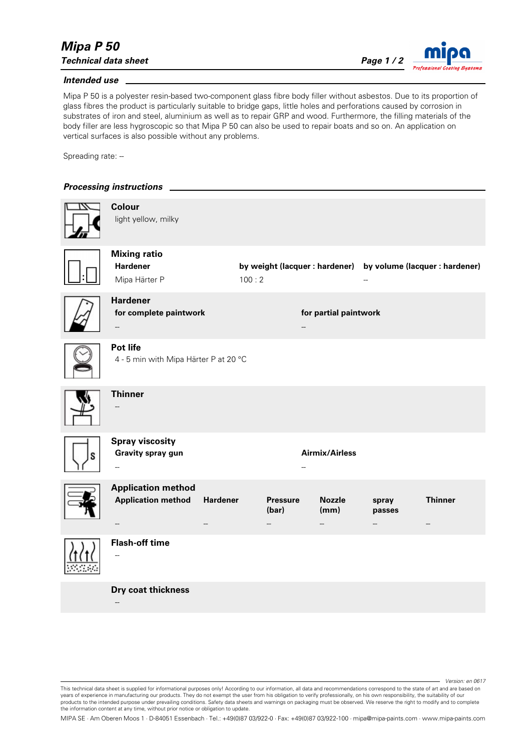# Mipa P 50

***Technical data sheet***

## *Intended use*

Mipa P 50 is a polyester resin-based two-component glass fibre body filler without asbestos. Due to its proportion of glass fibres the product is particularly suitable to bridge gaps, little holes and perforations caused by corrosion in substrates of iron and steel, aluminium as well as to repair GRP and wood. Furthermore, the filling materials of the body filler are less hygroscopic so that Mipa P 50 can also be used to repair boats and so on. An application on vertical surfaces is also possible without any problems.

Spreading rate: --

## *Processing instructions*

### Colour

light yellow, milky

### Mixing ratio

| Hardener | by weight (lacquer : hardener) | by volume (lacquer : hardener) |
|---|---|---|
| Mipa Härter P | 100 : 2 | -- |

### Hardener

| for complete paintwork | for partial paintwork |
|---|---|
| -- | -- |

### Pot life

4 - 5 min with Mipa Härter P at 20 °C

### Thinner

--

### Spray viscosity

| Gravity spray gun | Airmix/Airless |
|---|---|
| -- | -- |

### Application method

| Application method | Hardener | Pressure (bar) | Nozzle (mm) | spray passes | Thinner |
|---|---|---|---|---|---|
| -- | -- | -- | -- | -- | -- |

### Flash-off time

--

### Dry coat thickness

--

*Version: en 0617*

This technical data sheet is supplied for informational purposes only! According to our information, all data and recommendations correspond to the state of art and are based on years of experience in manufacturing our products. They do not exempt the user from his obligation to verify professionally, on his own responsibility, the suitability of our products to the intended purpose under prevailing conditions. Safety data sheets and warnings on packaging must be observed. We reserve the right to modify and to complete the information content at any time, without prior notice or obligation to update.

MIPA SE · Am Oberen Moos 1 · D-84051 Essenbach · Tel.: +49(0)87 03/922-0 · Fax: +49(0)87 03/922-100 · mipa@mipa-paints.com · www.mipa-paints.com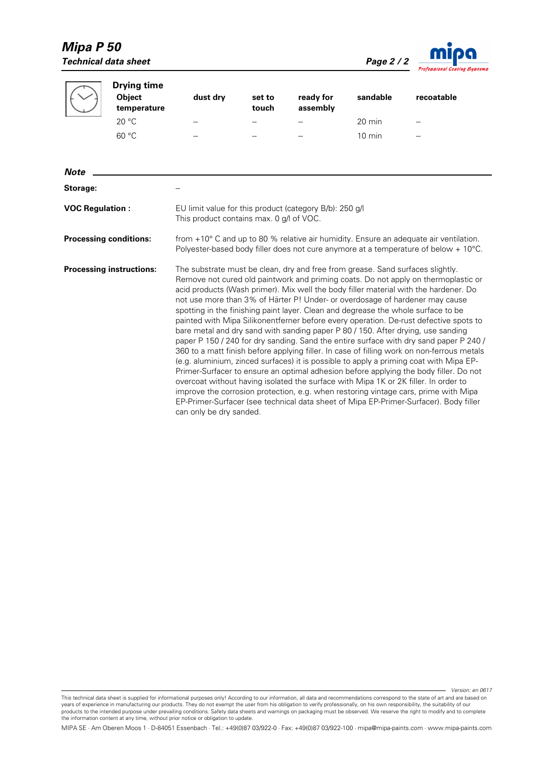## Drying time

| Object temperature | dust dry | set to touch | ready for assembly | sandable | recoatable |
| --- | --- | --- | --- | --- | --- |
| 20 °C | -- | -- | -- | 20 min | -- |
| 60 °C | -- | -- | -- | 10 min | -- |

## Note

**Storage:** --

**VOC Regulation :** EU limit value for this product (category B/b): 250 g/l
This product contains max. 0 g/l of VOC.

**Processing conditions:** from +10° C and up to 80 % relative air humidity. Ensure an adequate air ventilation. Polyester-based body filler does not cure anymore at a temperature of below + 10°C.

**Processing instructions:** The substrate must be clean, dry and free from grease. Sand surfaces slightly. Remove not cured old paintwork and priming coats. Do not apply on thermoplastic or acid products (Wash primer). Mix well the body filler material with the hardener. Do not use more than 3% of Härter P! Under- or overdosage of hardener may cause spotting in the finishing paint layer. Clean and degrease the whole surface to be painted with Mipa Silikonentferner before every operation. De-rust defective spots to bare metal and dry sand with sanding paper P 80 / 150. After drying, use sanding paper P 150 / 240 for dry sanding. Sand the entire surface with dry sand paper P 240 / 360 to a matt finish before applying filler. In case of filling work on non-ferrous metals (e.g. aluminium, zinced surfaces) it is possible to apply a priming coat with Mipa EP-Primer-Surfacer to ensure an optimal adhesion before applying the body filler. Do not overcoat without having isolated the surface with Mipa 1K or 2K filler. In order to improve the corrosion protection, e.g. when restoring vintage cars, prime with Mipa EP-Primer-Surfacer (see technical data sheet of Mipa EP-Primer-Surfacer). Body filler can only be dry sanded.

Version: en 0617

This technical data sheet is supplied for informational purposes only! According to our information, all data and recommendations correspond to the state of art and are based on years of experience in manufacturing our products. They do not exempt the user from his obligation to verify professionally, on his own responsibility, the suitability of our products to the intended purpose under prevailing conditions. Safety data sheets and warnings on packaging must be observed. We reserve the right to modify and to complete the information content at any time, without prior notice or obligation to update.

MIPA SE · Am Oberen Moos 1 · D-84051 Essenbach · Tel.: +49(0)87 03/922-0 · Fax: +49(0)87 03/922-100 · mipa@mipa-paints.com · www.mipa-paints.com